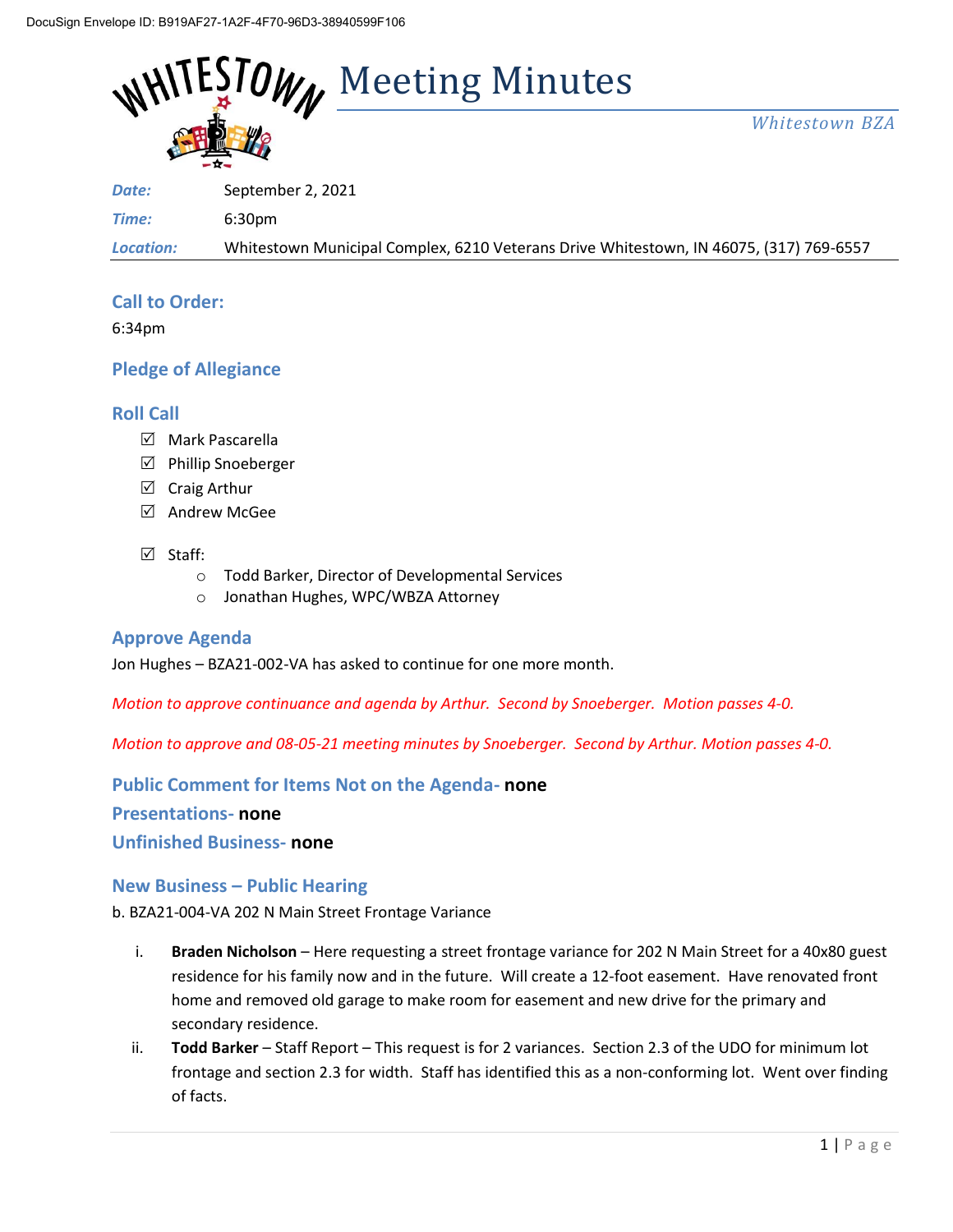DocuSign Envelope ID: B919AF27-1A2F-4F70-96D3-38940599F106

# Meeting Minutes

*Whitestown BZA*

| | |
|---|---|
| ***Date:*** | September 2, 2021 |
| ***Time:*** | 6:30pm |
| ***Location:*** | Whitestown Municipal Complex, 6210 Veterans Drive Whitestown, IN 46075, (317) 769-6557 |

## Call to Order:

6:34pm

## Pledge of Allegiance

## Roll Call

- ☑ Mark Pascarella
- ☑ Phillip Snoeberger
- ☑ Craig Arthur
- ☑ Andrew McGee

- ☑ Staff:
  - Todd Barker, Director of Developmental Services
  - Jonathan Hughes, WPC/WBZA Attorney

## Approve Agenda

Jon Hughes – BZA21-002-VA has asked to continue for one more month.

*Motion to approve continuance and agenda by Arthur. Second by Snoeberger. Motion passes 4-0.*

*Motion to approve and 08-05-21 meeting minutes by Snoeberger. Second by Arthur. Motion passes 4-0.*

## Public Comment for Items Not on the Agenda- **none**

## Presentations- **none**

## Unfinished Business- **none**

## New Business – Public Hearing

b. BZA21-004-VA 202 N Main Street Frontage Variance

i. **Braden Nicholson** – Here requesting a street frontage variance for 202 N Main Street for a 40x80 guest residence for his family now and in the future. Will create a 12-foot easement. Have renovated front home and removed old garage to make room for easement and new drive for the primary and secondary residence.

ii. **Todd Barker** – Staff Report – This request is for 2 variances. Section 2.3 of the UDO for minimum lot frontage and section 2.3 for width. Staff has identified this as a non-conforming lot. Went over finding of facts.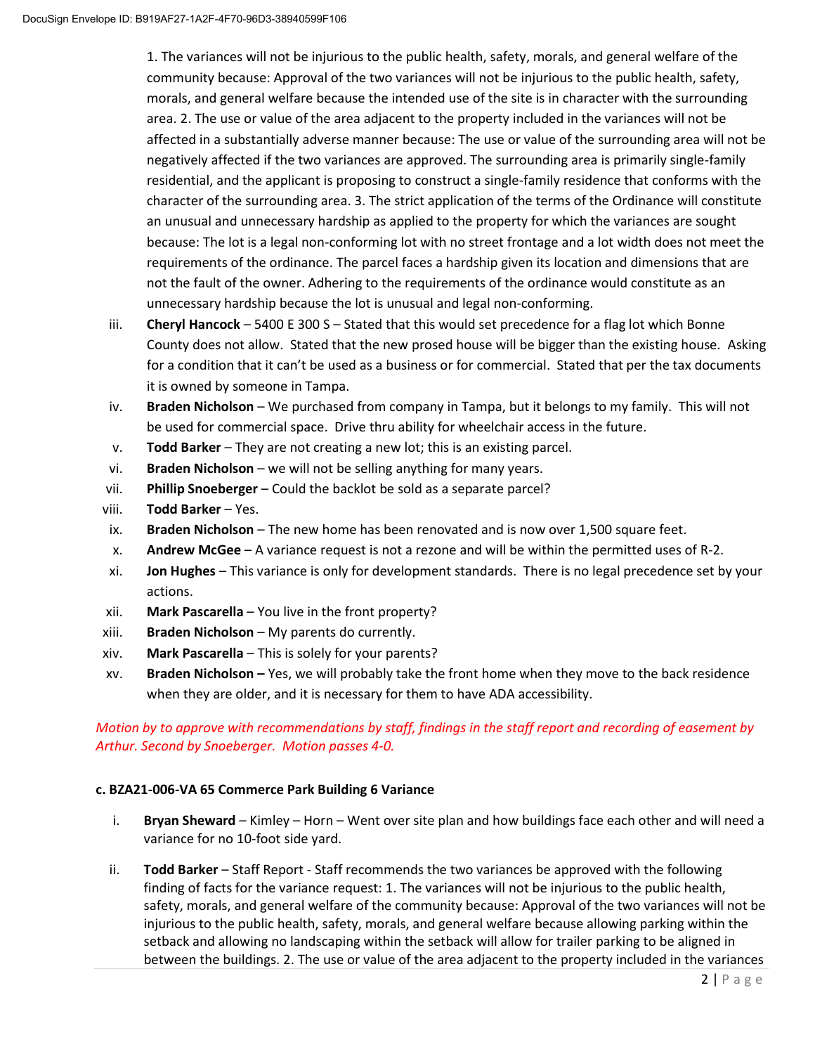1. The variances will not be injurious to the public health, safety, morals, and general welfare of the community because: Approval of the two variances will not be injurious to the public health, safety, morals, and general welfare because the intended use of the site is in character with the surrounding area. 2. The use or value of the area adjacent to the property included in the variances will not be affected in a substantially adverse manner because: The use or value of the surrounding area will not be negatively affected if the two variances are approved. The surrounding area is primarily single-family residential, and the applicant is proposing to construct a single-family residence that conforms with the character of the surrounding area. 3. The strict application of the terms of the Ordinance will constitute an unusual and unnecessary hardship as applied to the property for which the variances are sought because: The lot is a legal non-conforming lot with no street frontage and a lot width does not meet the requirements of the ordinance. The parcel faces a hardship given its location and dimensions that are not the fault of the owner. Adhering to the requirements of the ordinance would constitute as an unnecessary hardship because the lot is unusual and legal non-conforming.

iii. **Cheryl Hancock** – 5400 E 300 S – Stated that this would set precedence for a flag lot which Bonne County does not allow. Stated that the new prosed house will be bigger than the existing house. Asking for a condition that it can't be used as a business or for commercial. Stated that per the tax documents it is owned by someone in Tampa.

iv. **Braden Nicholson** – We purchased from company in Tampa, but it belongs to my family. This will not be used for commercial space. Drive thru ability for wheelchair access in the future.

v. **Todd Barker** – They are not creating a new lot; this is an existing parcel.

vi. **Braden Nicholson** – we will not be selling anything for many years.

vii. **Phillip Snoeberger** – Could the backlot be sold as a separate parcel?

viii. **Todd Barker** – Yes.

ix. **Braden Nicholson** – The new home has been renovated and is now over 1,500 square feet.

x. **Andrew McGee** – A variance request is not a rezone and will be within the permitted uses of R-2.

xi. **Jon Hughes** – This variance is only for development standards. There is no legal precedence set by your actions.

xii. **Mark Pascarella** – You live in the front property?

xiii. **Braden Nicholson** – My parents do currently.

xiv. **Mark Pascarella** – This is solely for your parents?

xv. **Braden Nicholson –** Yes, we will probably take the front home when they move to the back residence when they are older, and it is necessary for them to have ADA accessibility.

*Motion by to approve with recommendations by staff, findings in the staff report and recording of easement by Arthur. Second by Snoeberger. Motion passes 4-0.*

**c. BZA21-006-VA 65 Commerce Park Building 6 Variance**

i. **Bryan Sheward** – Kimley – Horn – Went over site plan and how buildings face each other and will need a variance for no 10-foot side yard.

ii. **Todd Barker** – Staff Report - Staff recommends the two variances be approved with the following finding of facts for the variance request: 1. The variances will not be injurious to the public health, safety, morals, and general welfare of the community because: Approval of the two variances will not be injurious to the public health, safety, morals, and general welfare because allowing parking within the setback and allowing no landscaping within the setback will allow for trailer parking to be aligned in between the buildings. 2. The use or value of the area adjacent to the property included in the variances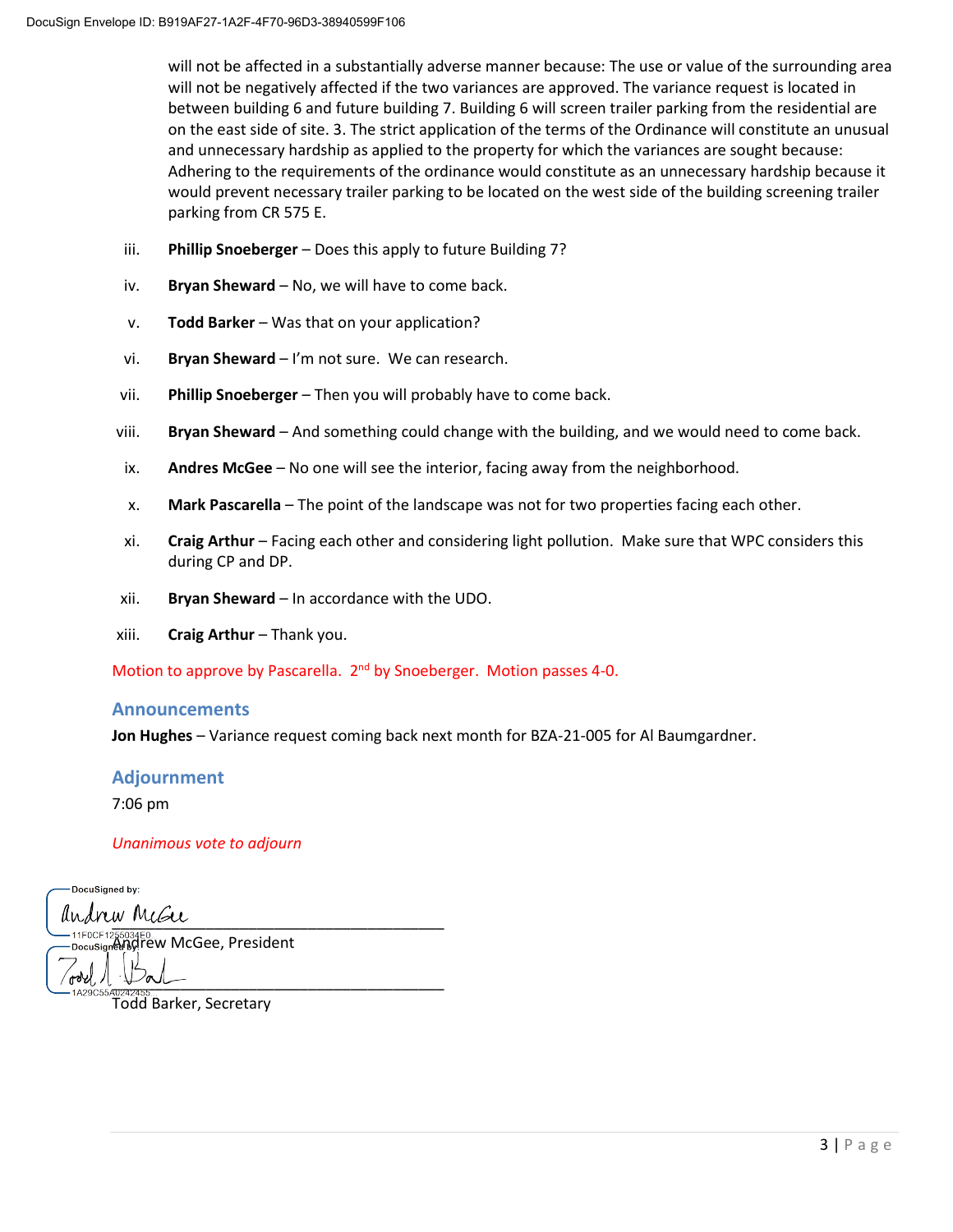will not be affected in a substantially adverse manner because: The use or value of the surrounding area will not be negatively affected if the two variances are approved. The variance request is located in between building 6 and future building 7. Building 6 will screen trailer parking from the residential are on the east side of site. 3. The strict application of the terms of the Ordinance will constitute an unusual and unnecessary hardship as applied to the property for which the variances are sought because: Adhering to the requirements of the ordinance would constitute as an unnecessary hardship because it would prevent necessary trailer parking to be located on the west side of the building screening trailer parking from CR 575 E.

iii. **Phillip Snoeberger** – Does this apply to future Building 7?

iv. **Bryan Sheward** – No, we will have to come back.

v. **Todd Barker** – Was that on your application?

vi. **Bryan Sheward** – I'm not sure. We can research.

vii. **Phillip Snoeberger** – Then you will probably have to come back.

viii. **Bryan Sheward** – And something could change with the building, and we would need to come back.

ix. **Andres McGee** – No one will see the interior, facing away from the neighborhood.

x. **Mark Pascarella** – The point of the landscape was not for two properties facing each other.

xi. **Craig Arthur** – Facing each other and considering light pollution. Make sure that WPC considers this during CP and DP.

xii. **Bryan Sheward** – In accordance with the UDO.

xiii. **Craig Arthur** – Thank you.

Motion to approve by Pascarella. 2nd by Snoeberger. Motion passes 4-0.

## Announcements

**Jon Hughes** – Variance request coming back next month for BZA-21-005 for Al Baumgardner.

## Adjournment

7:06 pm

*Unanimous vote to adjourn*

DocuSigned by:
Andrew McGee
11F0CF1255034E0
Andrew McGee, President

DocuSigned by:
Todd A. Barker
1A29C55A0242455
Todd Barker, Secretary